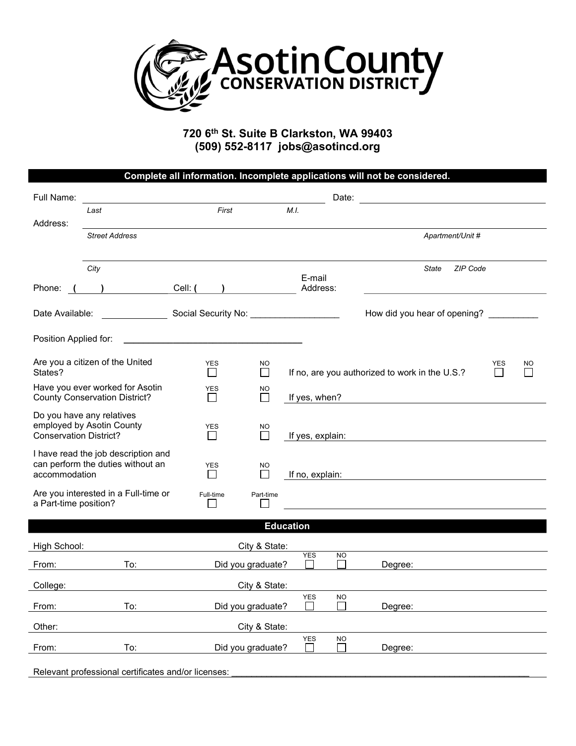# Asotin County Conservation District

**720 6th St. Suite B Clarkston, WA 99403**
**(509) 552-8117 jobs@asotincd.org**

**Complete all information. Incomplete applications will not be considered.**

Full Name: ______________________________ Date: ______________________
*Last* *First* *M.I.*

Address: ____________________________________________________________
*Street Address* *Apartment/Unit #*

____________________________________________________________
*City* *State* *ZIP Code*

Phone: ( ) __________ Cell: ( ) __________ E-mail Address: ______________________

Date Available: __________ Social Security No: __________________ How did you hear of opening? __________

Position Applied for: ___________________________________

| | | | |
|---|---|---|---|
| Are you a citizen of the United States? | YES ☐ | NO ☐ | If no, are you authorized to work in the U.S.? YES ☐ NO ☐ |
| Have you ever worked for Asotin County Conservation District? | YES ☐ | NO ☐ | If yes, when? |
| Do you have any relatives employed by Asotin County Conservation District? | YES ☐ | NO ☐ | If yes, explain: |
| I have read the job description and can perform the duties without an accommodation | YES ☐ | NO ☐ | If no, explain: |
| Are you interested in a Full-time or a Part-time position? | Full-time ☐ | Part-time ☐ | |

## Education

| | | | | |
|---|---|---|---|---|
| High School: | | City & State: | | |
| From: | To: | Did you graduate? | YES ☐ NO ☐ | Degree: |
| College: | | City & State: | | |
| From: | To: | Did you graduate? | YES ☐ NO ☐ | Degree: |
| Other: | | City & State: | | |
| From: | To: | Did you graduate? | YES ☐ NO ☐ | Degree: |

Relevant professional certificates and/or licenses: ____________________________________________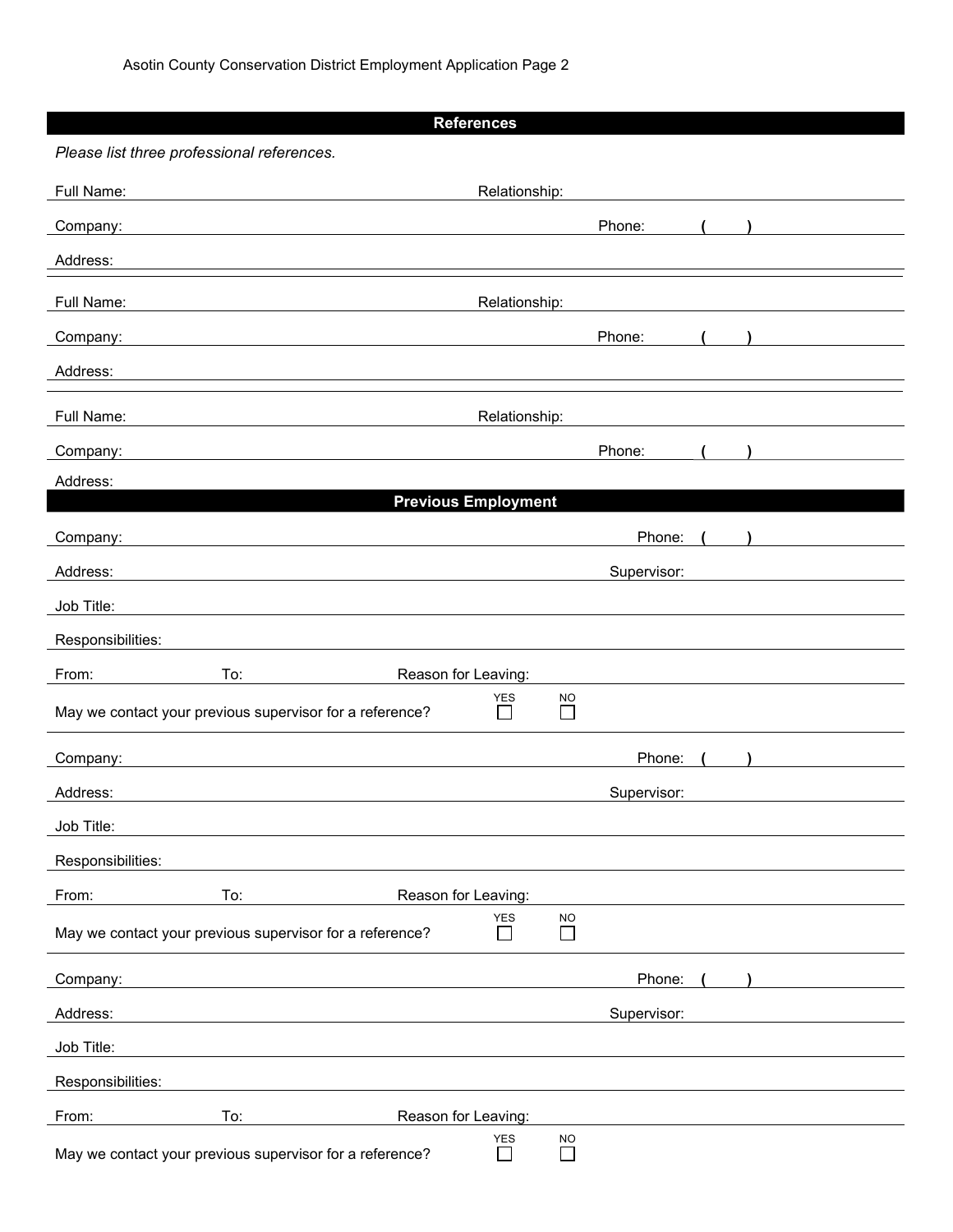## References

*Please list three professional references.*

Full Name: ______________________ Relationship: ______________________

Company: ______________________ Phone: ( )

Address: ______________________

Full Name: ______________________ Relationship: ______________________

Company: ______________________ Phone: ( )

Address: ______________________

Full Name: ______________________ Relationship: ______________________

Company: ______________________ Phone: ( )

Address: ______________________

## Previous Employment

Company: ______________________ Phone: ( )

Address: ______________________ Supervisor: ______________________

Job Title: ______________________

Responsibilities: ______________________

From: ________ To: ________ Reason for Leaving: ______________________

May we contact your previous supervisor for a reference? YES ☐ NO ☐

Company: ______________________ Phone: ( )

Address: ______________________ Supervisor: ______________________

Job Title: ______________________

Responsibilities: ______________________

From: ________ To: ________ Reason for Leaving: ______________________

May we contact your previous supervisor for a reference? YES ☐ NO ☐

Company: ______________________ Phone: ( )

Address: ______________________ Supervisor: ______________________

Job Title: ______________________

Responsibilities: ______________________

From: ________ To: ________ Reason for Leaving: ______________________

May we contact your previous supervisor for a reference? YES ☐ NO ☐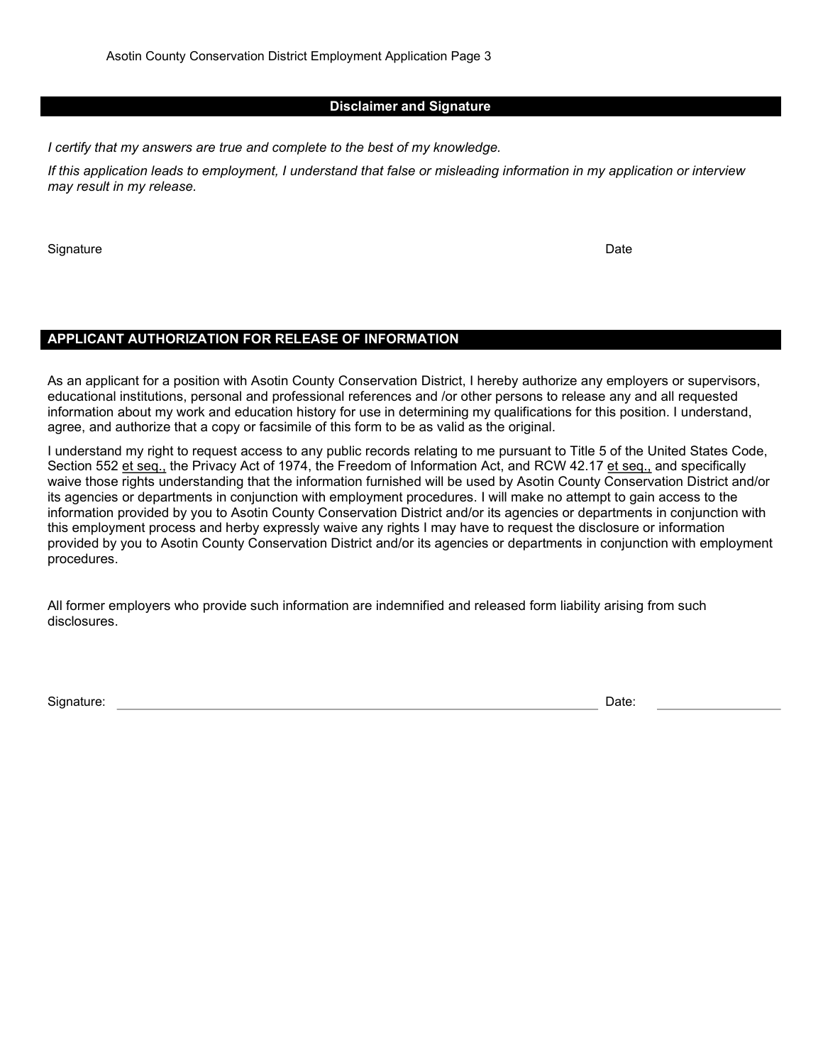## Disclaimer and Signature

*I certify that my answers are true and complete to the best of my knowledge.*

*If this application leads to employment, I understand that false or misleading information in my application or interview may result in my release.*

Signature Date

## APPLICANT AUTHORIZATION FOR RELEASE OF INFORMATION

As an applicant for a position with Asotin County Conservation District, I hereby authorize any employers or supervisors, educational institutions, personal and professional references and /or other persons to release any and all requested information about my work and education history for use in determining my qualifications for this position. I understand, agree, and authorize that a copy or facsimile of this form to be as valid as the original.

I understand my right to request access to any public records relating to me pursuant to Title 5 of the United States Code, Section 552 et seq., the Privacy Act of 1974, the Freedom of Information Act, and RCW 42.17 et seq., and specifically waive those rights understanding that the information furnished will be used by Asotin County Conservation District and/or its agencies or departments in conjunction with employment procedures. I will make no attempt to gain access to the information provided by you to Asotin County Conservation District and/or its agencies or departments in conjunction with this employment process and herby expressly waive any rights I may have to request the disclosure or information provided by you to Asotin County Conservation District and/or its agencies or departments in conjunction with employment procedures.

All former employers who provide such information are indemnified and released form liability arising from such disclosures.

Signature: ______________________________ Date: ______________